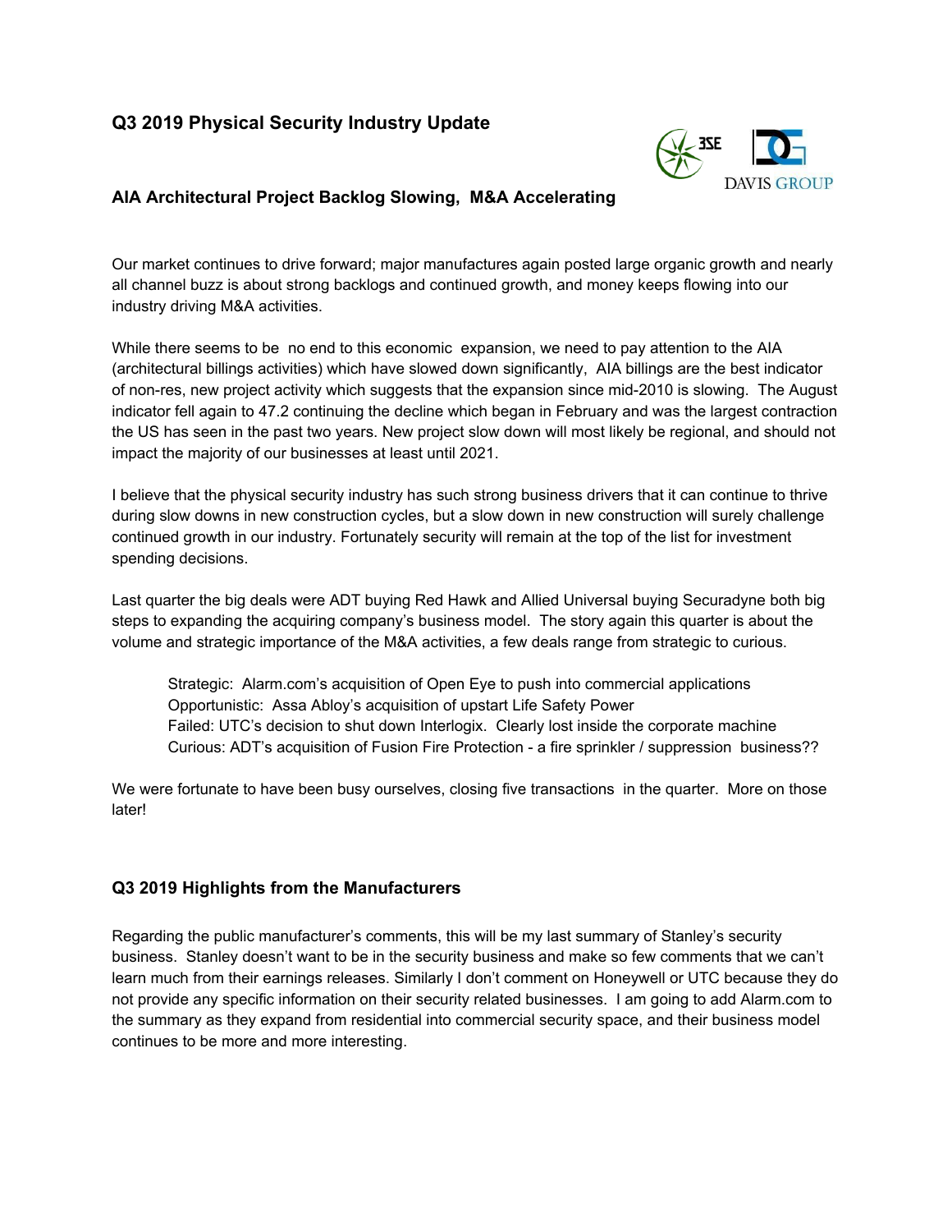## Q3 2019 Physical Security Industry Update

### AIA Architectural Project Backlog Slowing, M&A Accelerating

Our market continues to drive forward; major manufactures again posted large organic growth and nearly all channel buzz is about strong backlogs and continued growth, and money keeps flowing into our industry driving M&A activities.

While there seems to be no end to this economic expansion, we need to pay attention to the AIA (architectural billings activities) which have slowed down significantly, AIA billings are the best indicator of non-res, new project activity which suggests that the expansion since mid-2010 is slowing. The August indicator fell again to 47.2 continuing the decline which began in February and was the largest contraction the US has seen in the past two years. New project slow down will most likely be regional, and should not impact the majority of our businesses at least until 2021.

I believe that the physical security industry has such strong business drivers that it can continue to thrive during slow downs in new construction cycles, but a slow down in new construction will surely challenge continued growth in our industry. Fortunately security will remain at the top of the list for investment spending decisions.

Last quarter the big deals were ADT buying Red Hawk and Allied Universal buying Securadyne both big steps to expanding the acquiring company's business model. The story again this quarter is about the volume and strategic importance of the M&A activities, a few deals range from strategic to curious.

> Strategic: Alarm.com's acquisition of Open Eye to push into commercial applications
> Opportunistic: Assa Abloy's acquisition of upstart Life Safety Power
> Failed: UTC's decision to shut down Interlogix. Clearly lost inside the corporate machine
> Curious: ADT's acquisition of Fusion Fire Protection - a fire sprinkler / suppression business??

We were fortunate to have been busy ourselves, closing five transactions in the quarter. More on those later!

### Q3 2019 Highlights from the Manufacturers

Regarding the public manufacturer's comments, this will be my last summary of Stanley's security business. Stanley doesn't want to be in the security business and make so few comments that we can't learn much from their earnings releases. Similarly I don't comment on Honeywell or UTC because they do not provide any specific information on their security related businesses. I am going to add Alarm.com to the summary as they expand from residential into commercial security space, and their business model continues to be more and more interesting.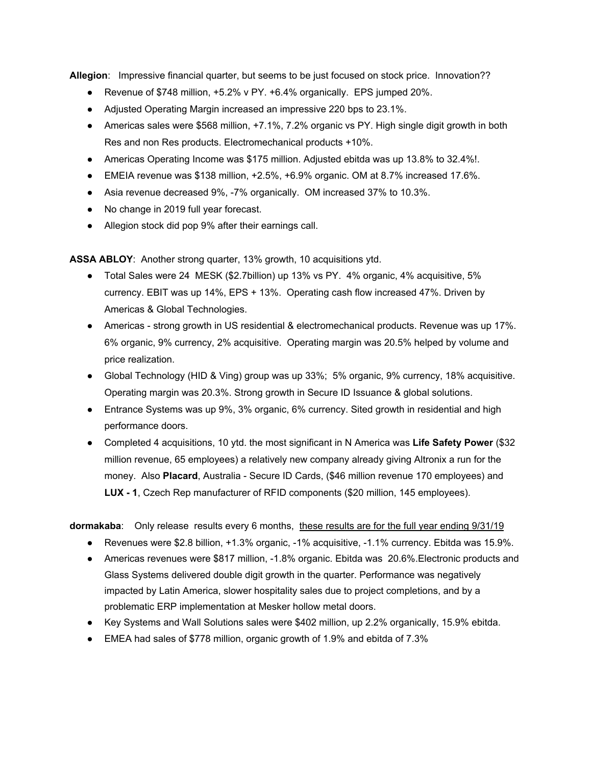**Allegion**: Impressive financial quarter, but seems to be just focused on stock price. Innovation??

- Revenue of $748 million, +5.2% v PY. +6.4% organically. EPS jumped 20%.
- Adjusted Operating Margin increased an impressive 220 bps to 23.1%.
- Americas sales were $568 million, +7.1%, 7.2% organic vs PY. High single digit growth in both Res and non Res products. Electromechanical products +10%.
- Americas Operating Income was $175 million. Adjusted ebitda was up 13.8% to 32.4%!.
- EMEIA revenue was $138 million, +2.5%, +6.9% organic. OM at 8.7% increased 17.6%.
- Asia revenue decreased 9%, -7% organically. OM increased 37% to 10.3%.
- No change in 2019 full year forecast.
- Allegion stock did pop 9% after their earnings call.

**ASSA ABLOY**: Another strong quarter, 13% growth, 10 acquisitions ytd.

- Total Sales were 24 MESK ($2.7billion) up 13% vs PY. 4% organic, 4% acquisitive, 5% currency. EBIT was up 14%, EPS + 13%. Operating cash flow increased 47%. Driven by Americas & Global Technologies.
- Americas - strong growth in US residential & electromechanical products. Revenue was up 17%. 6% organic, 9% currency, 2% acquisitive. Operating margin was 20.5% helped by volume and price realization.
- Global Technology (HID & Ving) group was up 33%; 5% organic, 9% currency, 18% acquisitive. Operating margin was 20.3%. Strong growth in Secure ID Issuance & global solutions.
- Entrance Systems was up 9%, 3% organic, 6% currency. Sited growth in residential and high performance doors.
- Completed 4 acquisitions, 10 ytd. the most significant in N America was **Life Safety Power** ($32 million revenue, 65 employees) a relatively new company already giving Altronix a run for the money. Also **Placard**, Australia - Secure ID Cards, ($46 million revenue 170 employees) and **LUX - 1**, Czech Rep manufacturer of RFID components ($20 million, 145 employees).

**dormakaba**: Only release results every 6 months, <u>these results are for the full year ending 9/31/19</u>

- Revenues were $2.8 billion, +1.3% organic, -1% acquisitive, -1.1% currency. Ebitda was 15.9%.
- Americas revenues were $817 million, -1.8% organic. Ebitda was 20.6%.Electronic products and Glass Systems delivered double digit growth in the quarter. Performance was negatively impacted by Latin America, slower hospitality sales due to project completions, and by a problematic ERP implementation at Mesker hollow metal doors.
- Key Systems and Wall Solutions sales were $402 million, up 2.2% organically, 15.9% ebitda.
- EMEA had sales of $778 million, organic growth of 1.9% and ebitda of 7.3%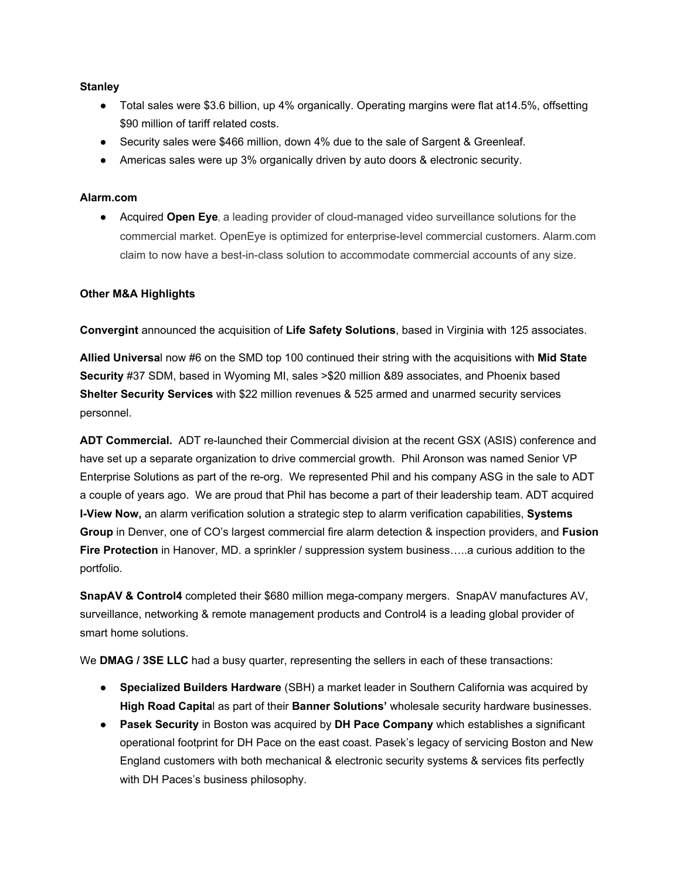**Stanley**

- Total sales were $3.6 billion, up 4% organically. Operating margins were flat at14.5%, offsetting $90 million of tariff related costs.
- Security sales were $466 million, down 4% due to the sale of Sargent & Greenleaf.
- Americas sales were up 3% organically driven by auto doors & electronic security.

**Alarm.com**

- Acquired **Open Eye**, a leading provider of cloud-managed video surveillance solutions for the commercial market. OpenEye is optimized for enterprise-level commercial customers. Alarm.com claim to now have a best-in-class solution to accommodate commercial accounts of any size.

**Other M&A Highlights**

**Convergint** announced the acquisition of **Life Safety Solutions**, based in Virginia with 125 associates.

**Allied Universa**l now #6 on the SMD top 100 continued their string with the acquisitions with **Mid State Security** #37 SDM, based in Wyoming MI, sales >$20 million &89 associates, and Phoenix based **Shelter Security Services** with $22 million revenues & 525 armed and unarmed security services personnel.

**ADT Commercial.** ADT re-launched their Commercial division at the recent GSX (ASIS) conference and have set up a separate organization to drive commercial growth. Phil Aronson was named Senior VP Enterprise Solutions as part of the re-org. We represented Phil and his company ASG in the sale to ADT a couple of years ago. We are proud that Phil has become a part of their leadership team. ADT acquired **I-View Now,** an alarm verification solution a strategic step to alarm verification capabilities, **Systems Group** in Denver, one of CO's largest commercial fire alarm detection & inspection providers, and **Fusion Fire Protection** in Hanover, MD. a sprinkler / suppression system business…..a curious addition to the portfolio.

**SnapAV & Control4** completed their $680 million mega-company mergers. SnapAV manufactures AV, surveillance, networking & remote management products and Control4 is a leading global provider of smart home solutions.

We **DMAG / 3SE LLC** had a busy quarter, representing the sellers in each of these transactions:

- **Specialized Builders Hardware** (SBH) a market leader in Southern California was acquired by **High Road Capita**l as part of their **Banner Solutions'** wholesale security hardware businesses.
- **Pasek Security** in Boston was acquired by **DH Pace Company** which establishes a significant operational footprint for DH Pace on the east coast. Pasek's legacy of servicing Boston and New England customers with both mechanical & electronic security systems & services fits perfectly with DH Paces's business philosophy.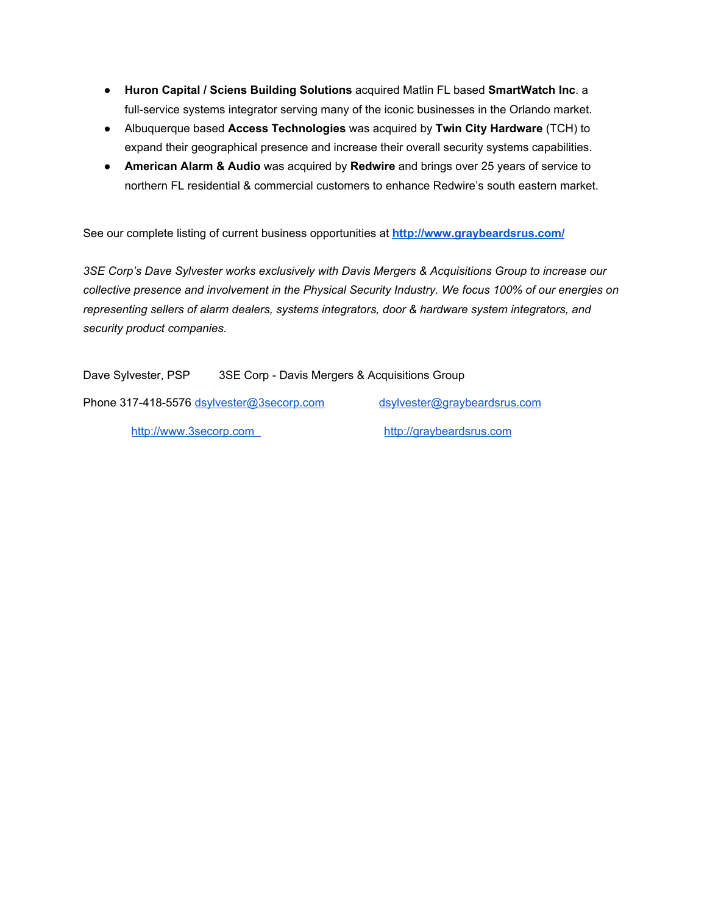- **Huron Capital / Sciens Building Solutions** acquired Matlin FL based **SmartWatch Inc**. a full-service systems integrator serving many of the iconic businesses in the Orlando market.
- Albuquerque based **Access Technologies** was acquired by **Twin City Hardware** (TCH) to expand their geographical presence and increase their overall security systems capabilities.
- **American Alarm & Audio** was acquired by **Redwire** and brings over 25 years of service to northern FL residential & commercial customers to enhance Redwire's south eastern market.

See our complete listing of current business opportunities at **http://www.graybeardsrus.com/**

*3SE Corp's Dave Sylvester works exclusively with Davis Mergers & Acquisitions Group to increase our collective presence and involvement in the Physical Security Industry. We focus 100% of our energies on representing sellers of alarm dealers, systems integrators, door & hardware system integrators, and security product companies.*

Dave Sylvester, PSP 3SE Corp - Davis Mergers & Acquisitions Group

Phone 317-418-5576 dsylvester@3secorp.com dsylvester@graybeardsrus.com

http://www.3secorp.com http://graybeardsrus.com